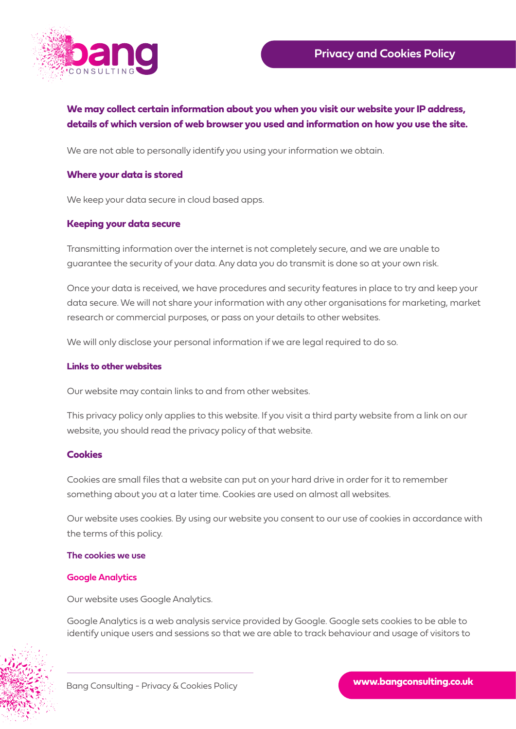# Privacy and Cookies Policy

**We may collect certain information about you when you visit our website your IP address, details of which version of web browser you used and information on how you use the site.**

We are not able to personally identify you using your information we obtain.

## Where your data is stored

We keep your data secure in cloud based apps.

## Keeping your data secure

Transmitting information over the internet is not completely secure, and we are unable to guarantee the security of your data. Any data you do transmit is done so at your own risk.

Once your data is received, we have procedures and security features in place to try and keep your data secure. We will not share your information with any other organisations for marketing, market research or commercial purposes, or pass on your details to other websites.

We will only disclose your personal information if we are legal required to do so.

### Links to other websites

Our website may contain links to and from other websites.

This privacy policy only applies to this website. If you visit a third party website from a link on our website, you should read the privacy policy of that website.

## Cookies

Cookies are small files that a website can put on your hard drive in order for it to remember something about you at a later time. Cookies are used on almost all websites.

Our website uses cookies. By using our website you consent to our use of cookies in accordance with the terms of this policy.

### The cookies we use

#### Google Analytics

Our website uses Google Analytics.

Google Analytics is a web analysis service provided by Google. Google sets cookies to be able to identify unique users and sessions so that we are able to track behaviour and usage of visitors to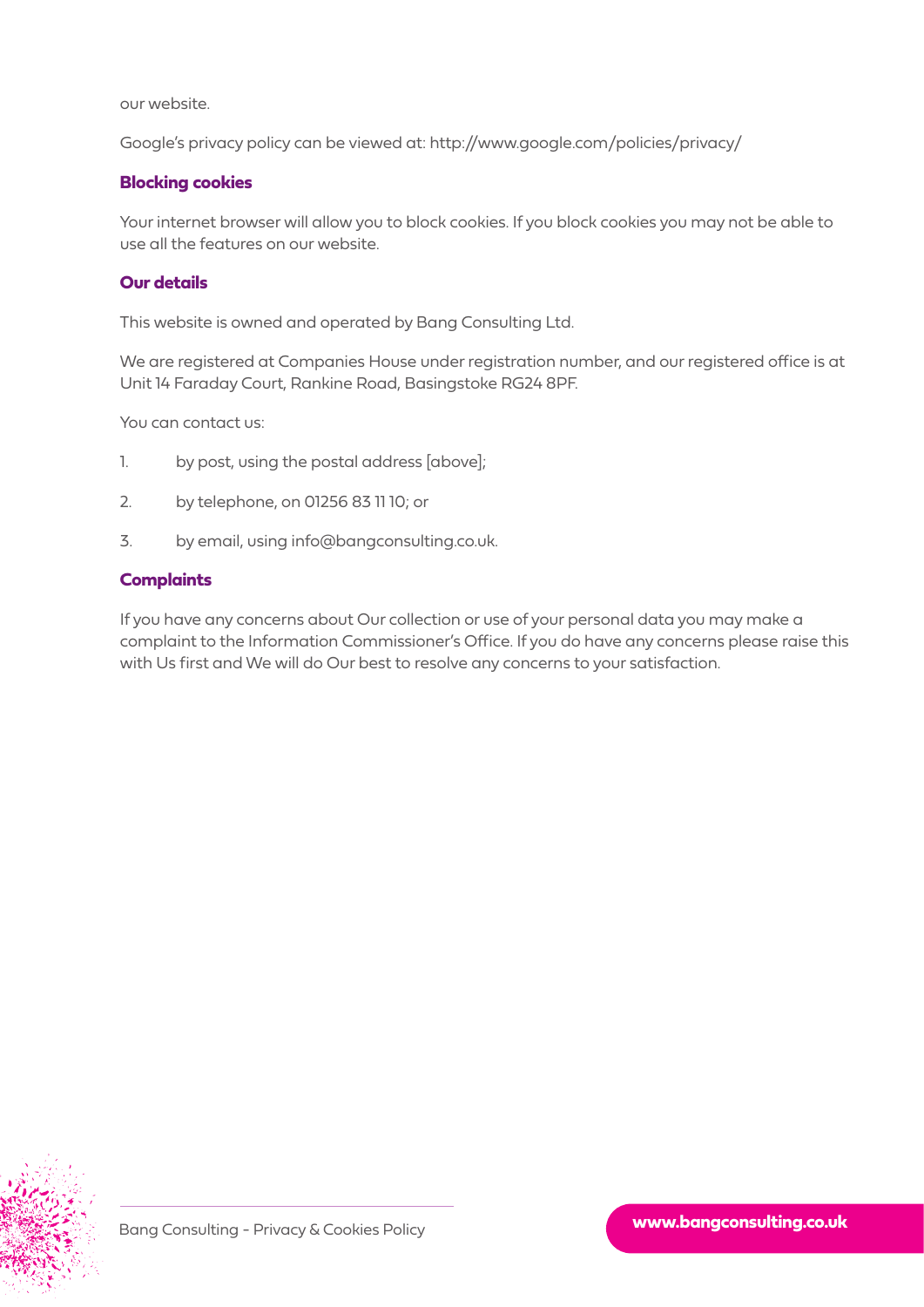our website.

Google's privacy policy can be viewed at: http://www.google.com/policies/privacy/

## Blocking cookies

Your internet browser will allow you to block cookies. If you block cookies you may not be able to use all the features on our website.

## Our details

This website is owned and operated by Bang Consulting Ltd.

We are registered at Companies House under registration number, and our registered office is at Unit 14 Faraday Court, Rankine Road, Basingstoke RG24 8PF.

You can contact us:

1. by post, using the postal address [above];
2. by telephone, on 01256 83 11 10; or
3. by email, using info@bangconsulting.co.uk.

## Complaints

If you have any concerns about Our collection or use of your personal data you may make a complaint to the Information Commissioner's Office. If you do have any concerns please raise this with Us first and We will do Our best to resolve any concerns to your satisfaction.